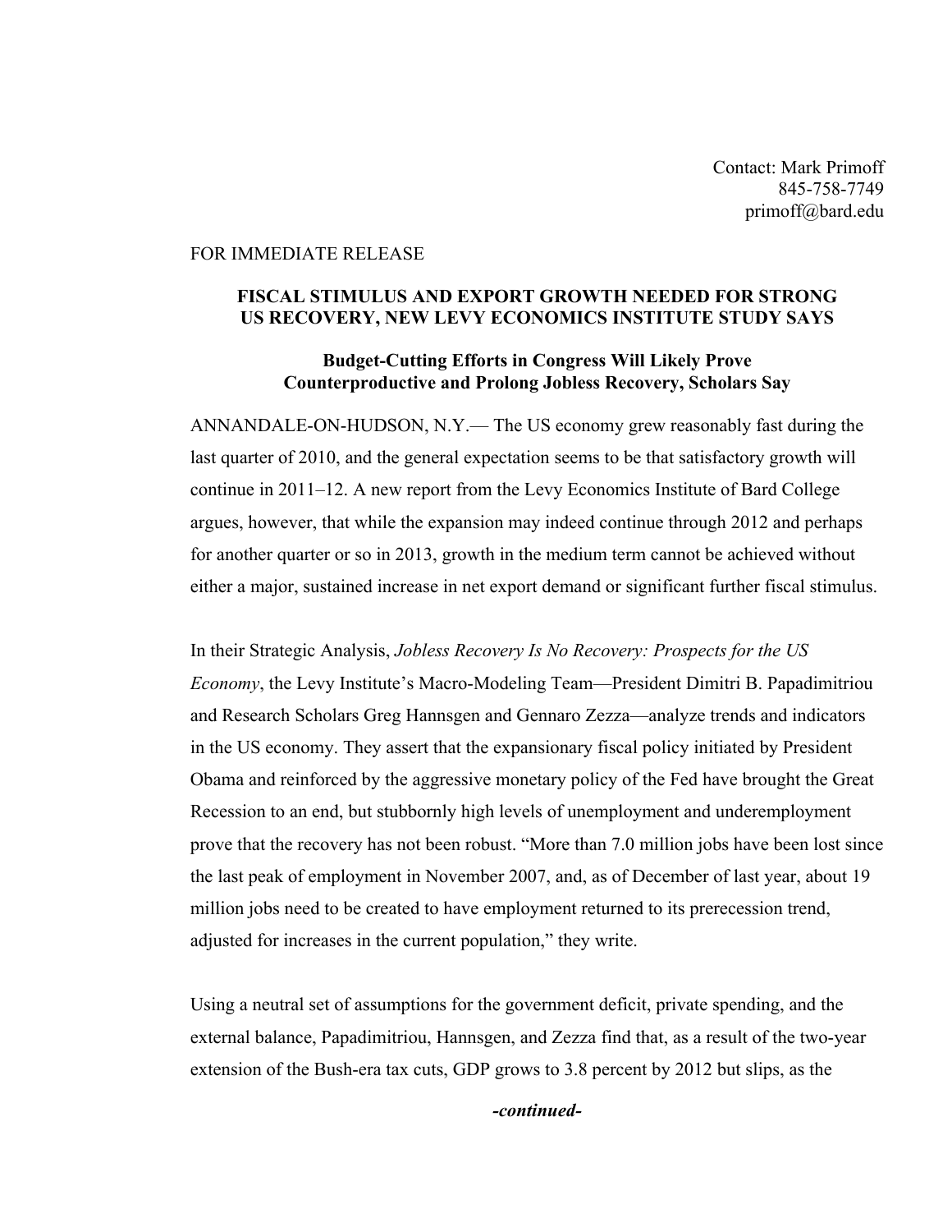Contact: Mark Primoff
845-758-7749
primoff@bard.edu

FOR IMMEDIATE RELEASE

**FISCAL STIMULUS AND EXPORT GROWTH NEEDED FOR STRONG US RECOVERY, NEW LEVY ECONOMICS INSTITUTE STUDY SAYS**

**Budget-Cutting Efforts in Congress Will Likely Prove Counterproductive and Prolong Jobless Recovery, Scholars Say**

ANNANDALE-ON-HUDSON, N.Y.— The US economy grew reasonably fast during the last quarter of 2010, and the general expectation seems to be that satisfactory growth will continue in 2011–12. A new report from the Levy Economics Institute of Bard College argues, however, that while the expansion may indeed continue through 2012 and perhaps for another quarter or so in 2013, growth in the medium term cannot be achieved without either a major, sustained increase in net export demand or significant further fiscal stimulus.

In their Strategic Analysis, *Jobless Recovery Is No Recovery: Prospects for the US Economy*, the Levy Institute's Macro-Modeling Team—President Dimitri B. Papadimitriou and Research Scholars Greg Hannsgen and Gennaro Zezza—analyze trends and indicators in the US economy. They assert that the expansionary fiscal policy initiated by President Obama and reinforced by the aggressive monetary policy of the Fed have brought the Great Recession to an end, but stubbornly high levels of unemployment and underemployment prove that the recovery has not been robust. "More than 7.0 million jobs have been lost since the last peak of employment in November 2007, and, as of December of last year, about 19 million jobs need to be created to have employment returned to its prerecession trend, adjusted for increases in the current population," they write.

Using a neutral set of assumptions for the government deficit, private spending, and the external balance, Papadimitriou, Hannsgen, and Zezza find that, as a result of the two-year extension of the Bush-era tax cuts, GDP grows to 3.8 percent by 2012 but slips, as the

***-continued-***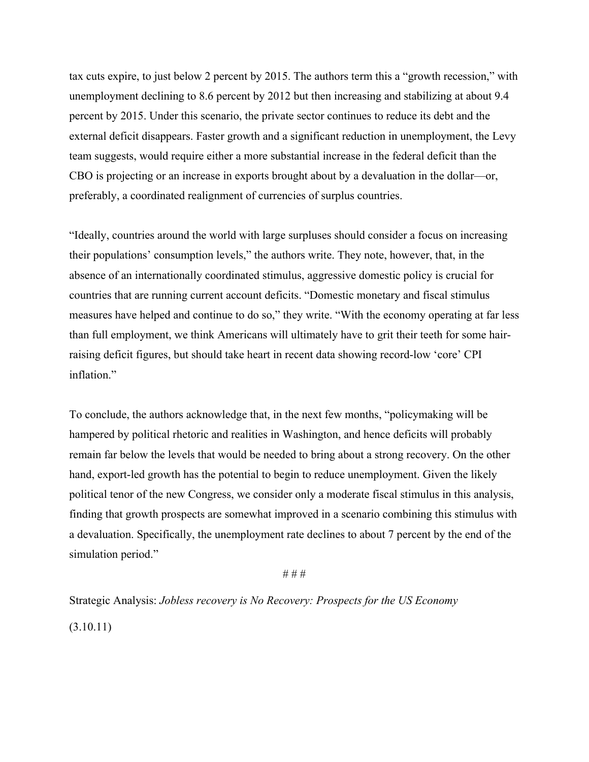tax cuts expire, to just below 2 percent by 2015. The authors term this a "growth recession," with unemployment declining to 8.6 percent by 2012 but then increasing and stabilizing at about 9.4 percent by 2015. Under this scenario, the private sector continues to reduce its debt and the external deficit disappears. Faster growth and a significant reduction in unemployment, the Levy team suggests, would require either a more substantial increase in the federal deficit than the CBO is projecting or an increase in exports brought about by a devaluation in the dollar—or, preferably, a coordinated realignment of currencies of surplus countries.

"Ideally, countries around the world with large surpluses should consider a focus on increasing their populations' consumption levels," the authors write. They note, however, that, in the absence of an internationally coordinated stimulus, aggressive domestic policy is crucial for countries that are running current account deficits. "Domestic monetary and fiscal stimulus measures have helped and continue to do so," they write. "With the economy operating at far less than full employment, we think Americans will ultimately have to grit their teeth for some hair-raising deficit figures, but should take heart in recent data showing record-low 'core' CPI inflation."

To conclude, the authors acknowledge that, in the next few months, "policymaking will be hampered by political rhetoric and realities in Washington, and hence deficits will probably remain far below the levels that would be needed to bring about a strong recovery. On the other hand, export-led growth has the potential to begin to reduce unemployment. Given the likely political tenor of the new Congress, we consider only a moderate fiscal stimulus in this analysis, finding that growth prospects are somewhat improved in a scenario combining this stimulus with a devaluation. Specifically, the unemployment rate declines to about 7 percent by the end of the simulation period."

# # #

Strategic Analysis: *Jobless recovery is No Recovery: Prospects for the US Economy*

(3.10.11)